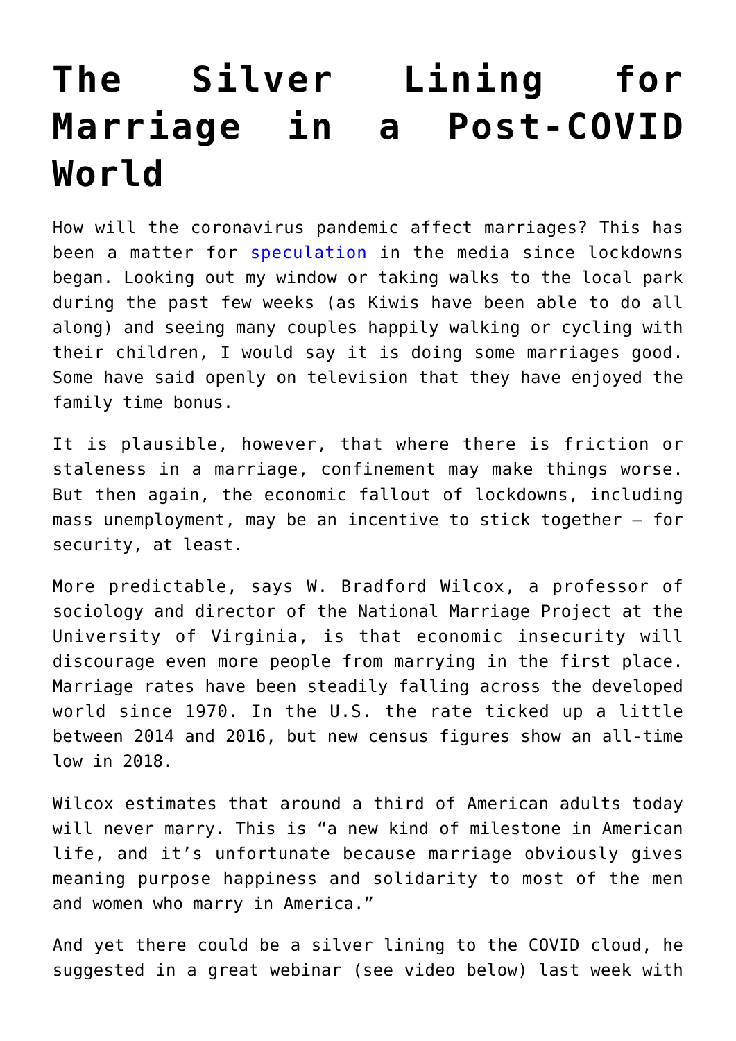# The Silver Lining for Marriage in a Post-COVID World

How will the coronavirus pandemic affect marriages? This has been a matter for speculation in the media since lockdowns began. Looking out my window or taking walks to the local park during the past few weeks (as Kiwis have been able to do all along) and seeing many couples happily walking or cycling with their children, I would say it is doing some marriages good. Some have said openly on television that they have enjoyed the family time bonus.

It is plausible, however, that where there is friction or staleness in a marriage, confinement may make things worse. But then again, the economic fallout of lockdowns, including mass unemployment, may be an incentive to stick together – for security, at least.

More predictable, says W. Bradford Wilcox, a professor of sociology and director of the National Marriage Project at the University of Virginia, is that economic insecurity will discourage even more people from marrying in the first place. Marriage rates have been steadily falling across the developed world since 1970. In the U.S. the rate ticked up a little between 2014 and 2016, but new census figures show an all-time low in 2018.

Wilcox estimates that around a third of American adults today will never marry. This is "a new kind of milestone in American life, and it's unfortunate because marriage obviously gives meaning purpose happiness and solidarity to most of the men and women who marry in America."

And yet there could be a silver lining to the COVID cloud, he suggested in a great webinar (see video below) last week with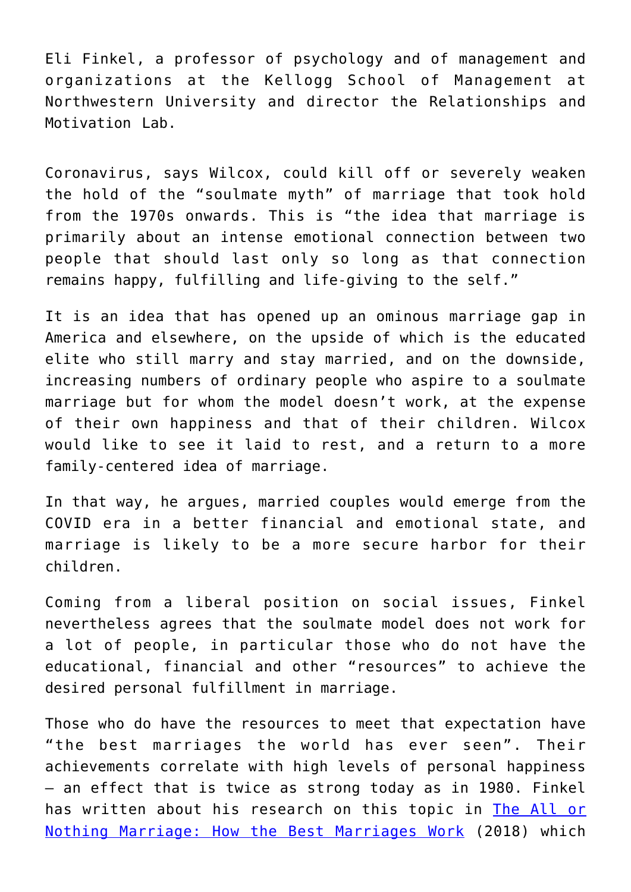Eli Finkel, a professor of psychology and of management and organizations at the Kellogg School of Management at Northwestern University and director the Relationships and Motivation Lab.

Coronavirus, says Wilcox, could kill off or severely weaken the hold of the "soulmate myth" of marriage that took hold from the 1970s onwards. This is "the idea that marriage is primarily about an intense emotional connection between two people that should last only so long as that connection remains happy, fulfilling and life-giving to the self."

It is an idea that has opened up an ominous marriage gap in America and elsewhere, on the upside of which is the educated elite who still marry and stay married, and on the downside, increasing numbers of ordinary people who aspire to a soulmate marriage but for whom the model doesn't work, at the expense of their own happiness and that of their children. Wilcox would like to see it laid to rest, and a return to a more family-centered idea of marriage.

In that way, he argues, married couples would emerge from the COVID era in a better financial and emotional state, and marriage is likely to be a more secure harbor for their children.

Coming from a liberal position on social issues, Finkel nevertheless agrees that the soulmate model does not work for a lot of people, in particular those who do not have the educational, financial and other "resources" to achieve the desired personal fulfillment in marriage.

Those who do have the resources to meet that expectation have "the best marriages the world has ever seen". Their achievements correlate with high levels of personal happiness – an effect that is twice as strong today as in 1980. Finkel has written about his research on this topic in The All or Nothing Marriage: How the Best Marriages Work (2018) which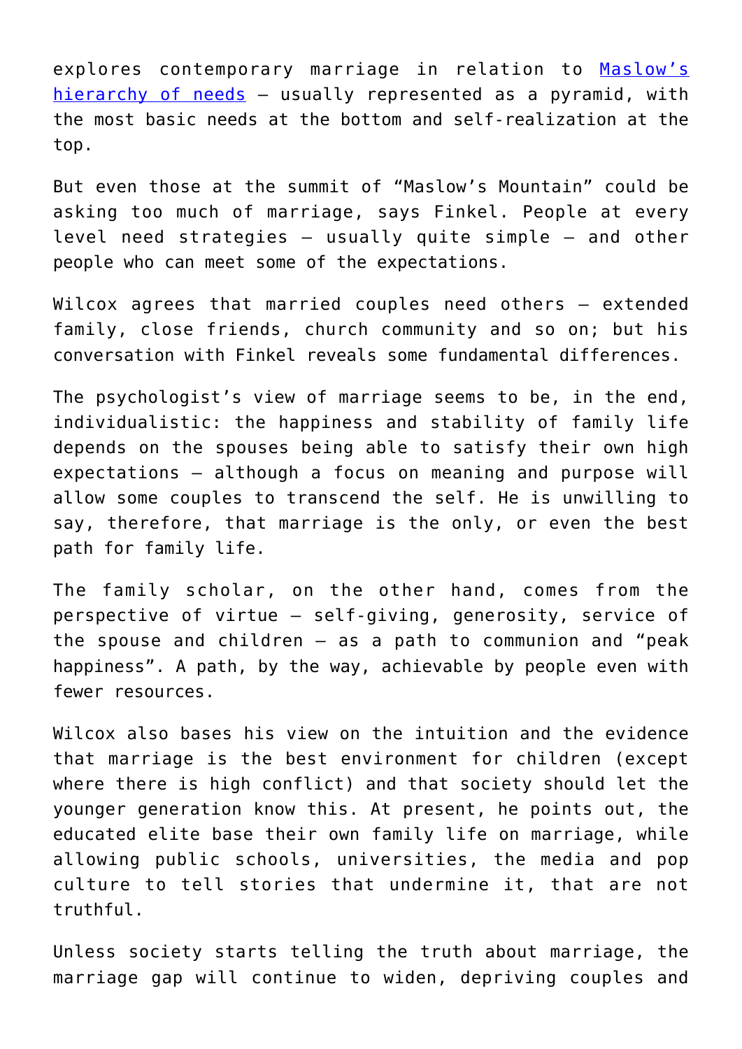explores contemporary marriage in relation to [Maslow's hierarchy of needs](#) – usually represented as a pyramid, with the most basic needs at the bottom and self-realization at the top.

But even those at the summit of "Maslow's Mountain" could be asking too much of marriage, says Finkel. People at every level need strategies – usually quite simple – and other people who can meet some of the expectations.

Wilcox agrees that married couples need others – extended family, close friends, church community and so on; but his conversation with Finkel reveals some fundamental differences.

The psychologist's view of marriage seems to be, in the end, individualistic: the happiness and stability of family life depends on the spouses being able to satisfy their own high expectations – although a focus on meaning and purpose will allow some couples to transcend the self. He is unwilling to say, therefore, that marriage is the only, or even the best path for family life.

The family scholar, on the other hand, comes from the perspective of virtue – self-giving, generosity, service of the spouse and children – as a path to communion and "peak happiness". A path, by the way, achievable by people even with fewer resources.

Wilcox also bases his view on the intuition and the evidence that marriage is the best environment for children (except where there is high conflict) and that society should let the younger generation know this. At present, he points out, the educated elite base their own family life on marriage, while allowing public schools, universities, the media and pop culture to tell stories that undermine it, that are not truthful.

Unless society starts telling the truth about marriage, the marriage gap will continue to widen, depriving couples and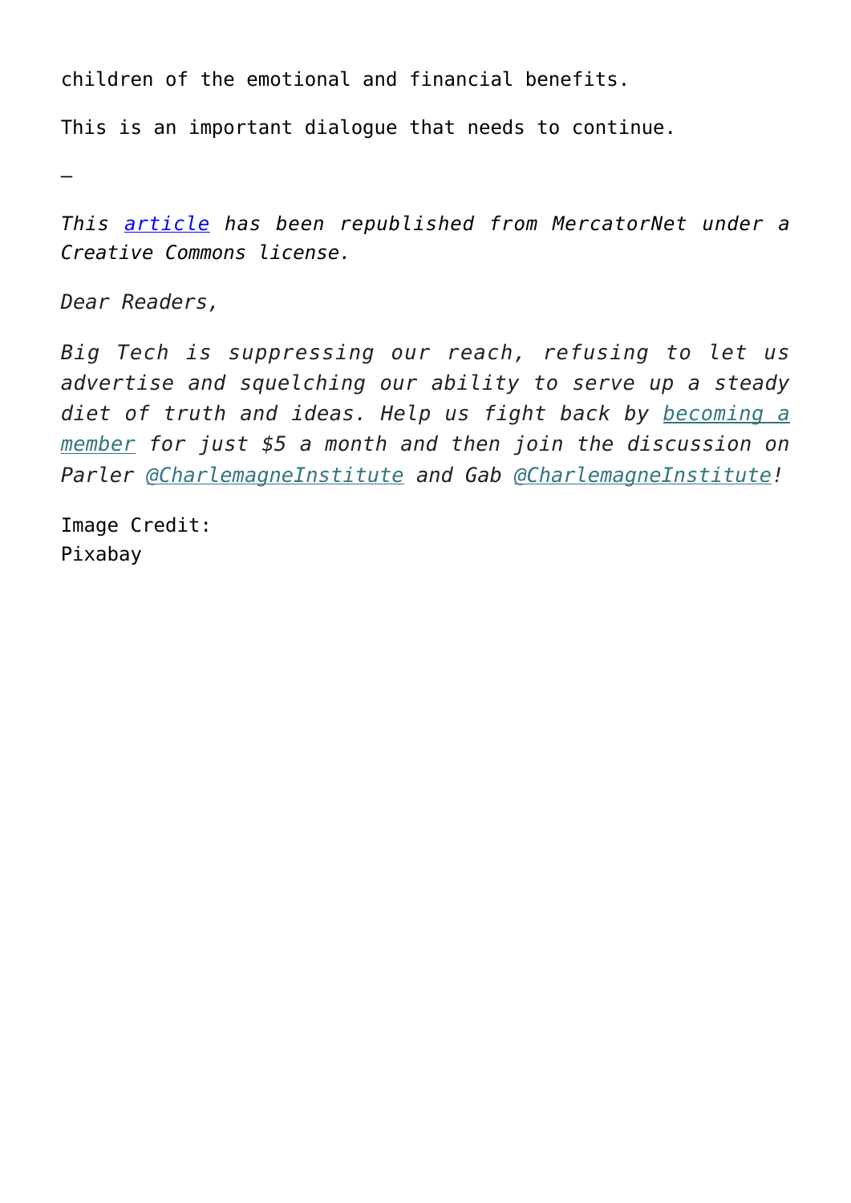children of the emotional and financial benefits.

This is an important dialogue that needs to continue.

—

*This article has been republished from MercatorNet under a Creative Commons license.*

*Dear Readers,*

*Big Tech is suppressing our reach, refusing to let us advertise and squelching our ability to serve up a steady diet of truth and ideas. Help us fight back by becoming a member for just $5 a month and then join the discussion on Parler @CharlemagneInstitute and Gab @CharlemagneInstitute!*

Image Credit:
Pixabay